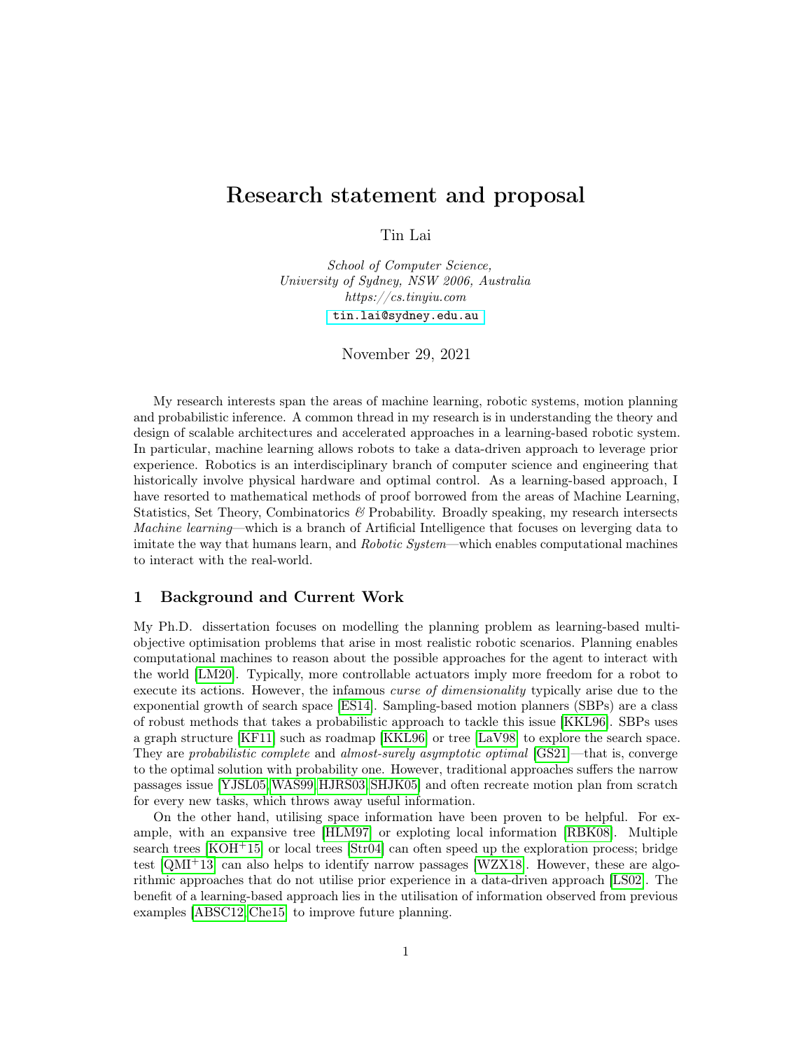# Research statement and proposal

Tin Lai

*School of Computer Science,*
*University of Sydney, NSW 2006, Australia*
*https://cs.tinyiu.com*
tin.lai@sydney.edu.au

November 29, 2021

My research interests span the areas of machine learning, robotic systems, motion planning and probabilistic inference. A common thread in my research is in understanding the theory and design of scalable architectures and accelerated approaches in a learning-based robotic system. In particular, machine learning allows robots to take a data-driven approach to leverage prior experience. Robotics is an interdisciplinary branch of computer science and engineering that historically involve physical hardware and optimal control. As a learning-based approach, I have resorted to mathematical methods of proof borrowed from the areas of Machine Learning, Statistics, Set Theory, Combinatorics *&* Probability. Broadly speaking, my research intersects *Machine learning*—which is a branch of Artificial Intelligence that focuses on leverging data to imitate the way that humans learn, and *Robotic System*—which enables computational machines to interact with the real-world.

## 1 Background and Current Work

My Ph.D. dissertation focuses on modelling the planning problem as learning-based multi-objective optimisation problems that arise in most realistic robotic scenarios. Planning enables computational machines to reason about the possible approaches for the agent to interact with the world [LM20]. Typically, more controllable actuators imply more freedom for a robot to execute its actions. However, the infamous *curse of dimensionality* typically arise due to the exponential growth of search space [ES14]. Sampling-based motion planners (SBPs) are a class of robust methods that takes a probabilistic approach to tackle this issue [KKL96]. SBPs uses a graph structure [KF11] such as roadmap [KKL96] or tree [LaV98] to explore the search space. They are *probabilistic complete* and *almost-surely asymptotic optimal* [GS21]—that is, converge to the optimal solution with probability one. However, traditional approaches suffers the narrow passages issue [YJSL05, WAS99, HJRS03, SHJK05] and often recreate motion plan from scratch for every new tasks, which throws away useful information.

On the other hand, utilising space information have been proven to be helpful. For example, with an expansive tree [HLM97] or exploting local information [RBK08]. Multiple search trees [KOH[+]15] or local trees [Str04] can often speed up the exploration process; bridge test [QMI[+]13] can also helps to identify narrow passages [WZX18]. However, these are algorithmic approaches that do not utilise prior experience in a data-driven approach [LS02]. The benefit of a learning-based approach lies in the utilisation of information observed from previous examples [ABSC12, Che15] to improve future planning.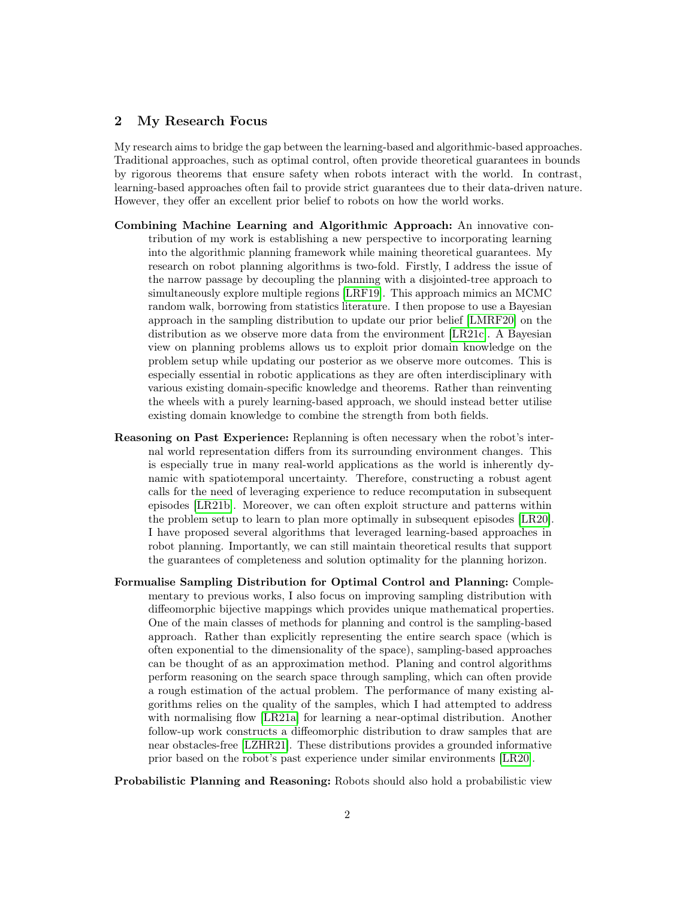## 2 My Research Focus

My research aims to bridge the gap between the learning-based and algorithmic-based approaches. Traditional approaches, such as optimal control, often provide theoretical guarantees in bounds by rigorous theorems that ensure safety when robots interact with the world. In contrast, learning-based approaches often fail to provide strict guarantees due to their data-driven nature. However, they offer an excellent prior belief to robots on how the world works.

**Combining Machine Learning and Algorithmic Approach:** An innovative contribution of my work is establishing a new perspective to incorporating learning into the algorithmic planning framework while maining theoretical guarantees. My research on robot planning algorithms is two-fold. Firstly, I address the issue of the narrow passage by decoupling the planning with a disjointed-tree approach to simultaneously explore multiple regions [LRF19]. This approach mimics an MCMC random walk, borrowing from statistics literature. I then propose to use a Bayesian approach in the sampling distribution to update our prior belief [LMRF20] on the distribution as we observe more data from the environment [LR21c]. A Bayesian view on planning problems allows us to exploit prior domain knowledge on the problem setup while updating our posterior as we observe more outcomes. This is especially essential in robotic applications as they are often interdisciplinary with various existing domain-specific knowledge and theorems. Rather than reinventing the wheels with a purely learning-based approach, we should instead better utilise existing domain knowledge to combine the strength from both fields.

**Reasoning on Past Experience:** Replanning is often necessary when the robot's internal world representation differs from its surrounding environment changes. This is especially true in many real-world applications as the world is inherently dynamic with spatiotemporal uncertainty. Therefore, constructing a robust agent calls for the need of leveraging experience to reduce recomputation in subsequent episodes [LR21b]. Moreover, we can often exploit structure and patterns within the problem setup to learn to plan more optimally in subsequent episodes [LR20]. I have proposed several algorithms that leveraged learning-based approaches in robot planning. Importantly, we can still maintain theoretical results that support the guarantees of completeness and solution optimality for the planning horizon.

**Formualise Sampling Distribution for Optimal Control and Planning:** Complementary to previous works, I also focus on improving sampling distribution with diffeomorphic bijective mappings which provides unique mathematical properties. One of the main classes of methods for planning and control is the sampling-based approach. Rather than explicitly representing the entire search space (which is often exponential to the dimensionality of the space), sampling-based approaches can be thought of as an approximation method. Planing and control algorithms perform reasoning on the search space through sampling, which can often provide a rough estimation of the actual problem. The performance of many existing algorithms relies on the quality of the samples, which I had attempted to address with normalising flow [LR21a] for learning a near-optimal distribution. Another follow-up work constructs a diffeomorphic distribution to draw samples that are near obstacles-free [LZHR21]. These distributions provides a grounded informative prior based on the robot's past experience under similar environments [LR20].

**Probabilistic Planning and Reasoning:** Robots should also hold a probabilistic view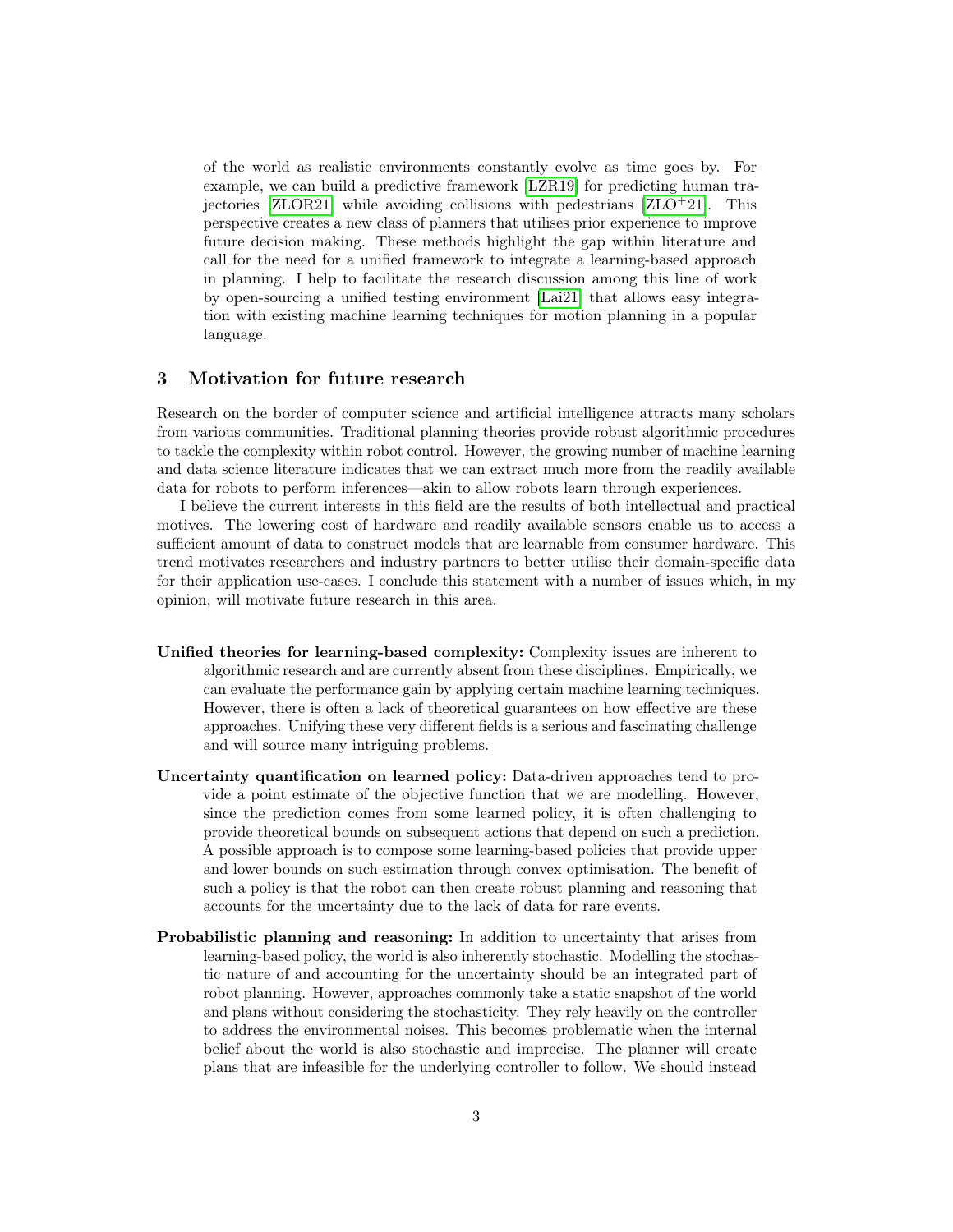of the world as realistic environments constantly evolve as time goes by. For example, we can build a predictive framework [LZR19] for predicting human trajectories [ZLOR21] while avoiding collisions with pedestrians [ZLO+21]. This perspective creates a new class of planners that utilises prior experience to improve future decision making. These methods highlight the gap within literature and call for the need for a unified framework to integrate a learning-based approach in planning. I help to facilitate the research discussion among this line of work by open-sourcing a unified testing environment [Lai21] that allows easy integration with existing machine learning techniques for motion planning in a popular language.

## 3 Motivation for future research

Research on the border of computer science and artificial intelligence attracts many scholars from various communities. Traditional planning theories provide robust algorithmic procedures to tackle the complexity within robot control. However, the growing number of machine learning and data science literature indicates that we can extract much more from the readily available data for robots to perform inferences—akin to allow robots learn through experiences.

I believe the current interests in this field are the results of both intellectual and practical motives. The lowering cost of hardware and readily available sensors enable us to access a sufficient amount of data to construct models that are learnable from consumer hardware. This trend motivates researchers and industry partners to better utilise their domain-specific data for their application use-cases. I conclude this statement with a number of issues which, in my opinion, will motivate future research in this area.

**Unified theories for learning-based complexity:** Complexity issues are inherent to algorithmic research and are currently absent from these disciplines. Empirically, we can evaluate the performance gain by applying certain machine learning techniques. However, there is often a lack of theoretical guarantees on how effective are these approaches. Unifying these very different fields is a serious and fascinating challenge and will source many intriguing problems.

**Uncertainty quantification on learned policy:** Data-driven approaches tend to provide a point estimate of the objective function that we are modelling. However, since the prediction comes from some learned policy, it is often challenging to provide theoretical bounds on subsequent actions that depend on such a prediction. A possible approach is to compose some learning-based policies that provide upper and lower bounds on such estimation through convex optimisation. The benefit of such a policy is that the robot can then create robust planning and reasoning that accounts for the uncertainty due to the lack of data for rare events.

**Probabilistic planning and reasoning:** In addition to uncertainty that arises from learning-based policy, the world is also inherently stochastic. Modelling the stochastic nature of and accounting for the uncertainty should be an integrated part of robot planning. However, approaches commonly take a static snapshot of the world and plans without considering the stochasticity. They rely heavily on the controller to address the environmental noises. This becomes problematic when the internal belief about the world is also stochastic and imprecise. The planner will create plans that are infeasible for the underlying controller to follow. We should instead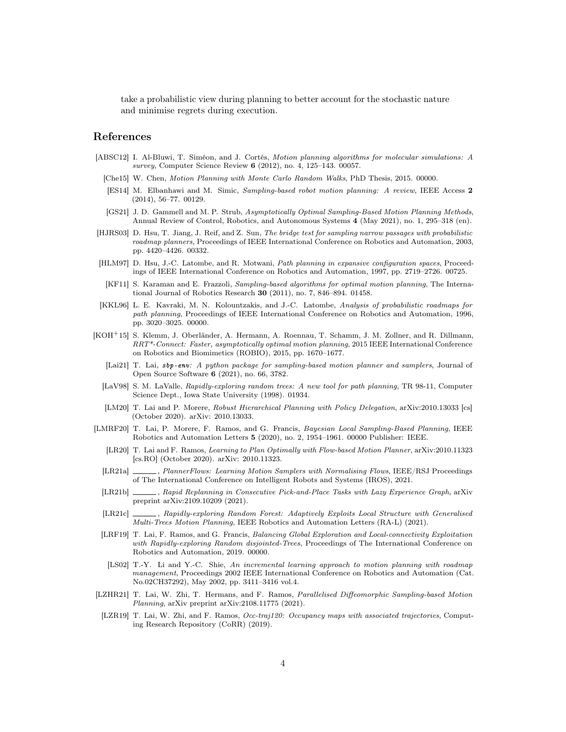take a probabilistic view during planning to better account for the stochastic nature and minimise regrets during execution.

## References

[ABSC12] I. Al-Bluwi, T. Siméon, and J. Cortés, *Motion planning algorithms for molecular simulations: A survey*, Computer Science Review **6** (2012), no. 4, 125–143. 00057.

[Che15] W. Chen, *Motion Planning with Monte Carlo Random Walks*, PhD Thesis, 2015. 00000.

[ES14] M. Elbanhawi and M. Simic, *Sampling-based robot motion planning: A review*, IEEE Access **2** (2014), 56–77. 00129.

[GS21] J. D. Gammell and M. P. Strub, *Asymptotically Optimal Sampling-Based Motion Planning Methods*, Annual Review of Control, Robotics, and Autonomous Systems **4** (May 2021), no. 1, 295–318 (en).

[HJRS03] D. Hsu, T. Jiang, J. Reif, and Z. Sun, *The bridge test for sampling narrow passages with probabilistic roadmap planners*, Proceedings of IEEE International Conference on Robotics and Automation, 2003, pp. 4420–4426. 00332.

[HLM97] D. Hsu, J.-C. Latombe, and R. Motwani, *Path planning in expansive configuration spaces*, Proceedings of IEEE International Conference on Robotics and Automation, 1997, pp. 2719–2726. 00725.

[KF11] S. Karaman and E. Frazzoli, *Sampling-based algorithms for optimal motion planning*, The International Journal of Robotics Research **30** (2011), no. 7, 846–894. 01458.

[KKL96] L. E. Kavraki, M. N. Kolountzakis, and J.-C. Latombe, *Analysis of probabilistic roadmaps for path planning*, Proceedings of IEEE International Conference on Robotics and Automation, 1996, pp. 3020–3025. 00000.

[KOH+15] S. Klemm, J. Oberländer, A. Hermann, A. Roennau, T. Schamm, J. M. Zollner, and R. Dillmann, *RRT\*-Connect: Faster, asymptotically optimal motion planning*, 2015 IEEE International Conference on Robotics and Biomimetics (ROBIO), 2015, pp. 1670–1677.

[Lai21] T. Lai, *sbp-env: A python package for sampling-based motion planner and samplers*, Journal of Open Source Software **6** (2021), no. 66, 3782.

[LaV98] S. M. LaValle, *Rapidly-exploring random trees: A new tool for path planning*, TR 98-11, Computer Science Dept., Iowa State University (1998). 01934.

[LM20] T. Lai and P. Morere, *Robust Hierarchical Planning with Policy Delegation*, arXiv:2010.13033 [cs] (October 2020). arXiv: 2010.13033.

[LMRF20] T. Lai, P. Morere, F. Ramos, and G. Francis, *Bayesian Local Sampling-Based Planning*, IEEE Robotics and Automation Letters **5** (2020), no. 2, 1954–1961. 00000 Publisher: IEEE.

[LR20] T. Lai and F. Ramos, *Learning to Plan Optimally with Flow-based Motion Planner*, arXiv:2010.11323 [cs.RO] (October 2020). arXiv: 2010.11323.

[LR21a] ______, *PlannerFlows: Learning Motion Samplers with Normalising Flows*, IEEE/RSJ Proceedings of The International Conference on Intelligent Robots and Systems (IROS), 2021.

[LR21b] ______, *Rapid Replanning in Consecutive Pick-and-Place Tasks with Lazy Experience Graph*, arXiv preprint arXiv:2109.10209 (2021).

[LR21c] ______, *Rapidly-exploring Random Forest: Adaptively Exploits Local Structure with Generalised Multi-Trees Motion Planning*, IEEE Robotics and Automation Letters (RA-L) (2021).

[LRF19] T. Lai, F. Ramos, and G. Francis, *Balancing Global Exploration and Local-connectivity Exploitation with Rapidly-exploring Random disjointed-Trees*, Proceedings of The International Conference on Robotics and Automation, 2019. 00000.

[LS02] T.-Y. Li and Y.-C. Shie, *An incremental learning approach to motion planning with roadmap management*, Proceedings 2002 IEEE International Conference on Robotics and Automation (Cat. No.02CH37292), May 2002, pp. 3411–3416 vol.4.

[LZHR21] T. Lai, W. Zhi, T. Hermans, and F. Ramos, *Parallelised Diffeomorphic Sampling-based Motion Planning*, arXiv preprint arXiv:2108.11775 (2021).

[LZR19] T. Lai, W. Zhi, and F. Ramos, *Occ-traj120: Occupancy maps with associated trajectories*, Computing Research Repository (CoRR) (2019).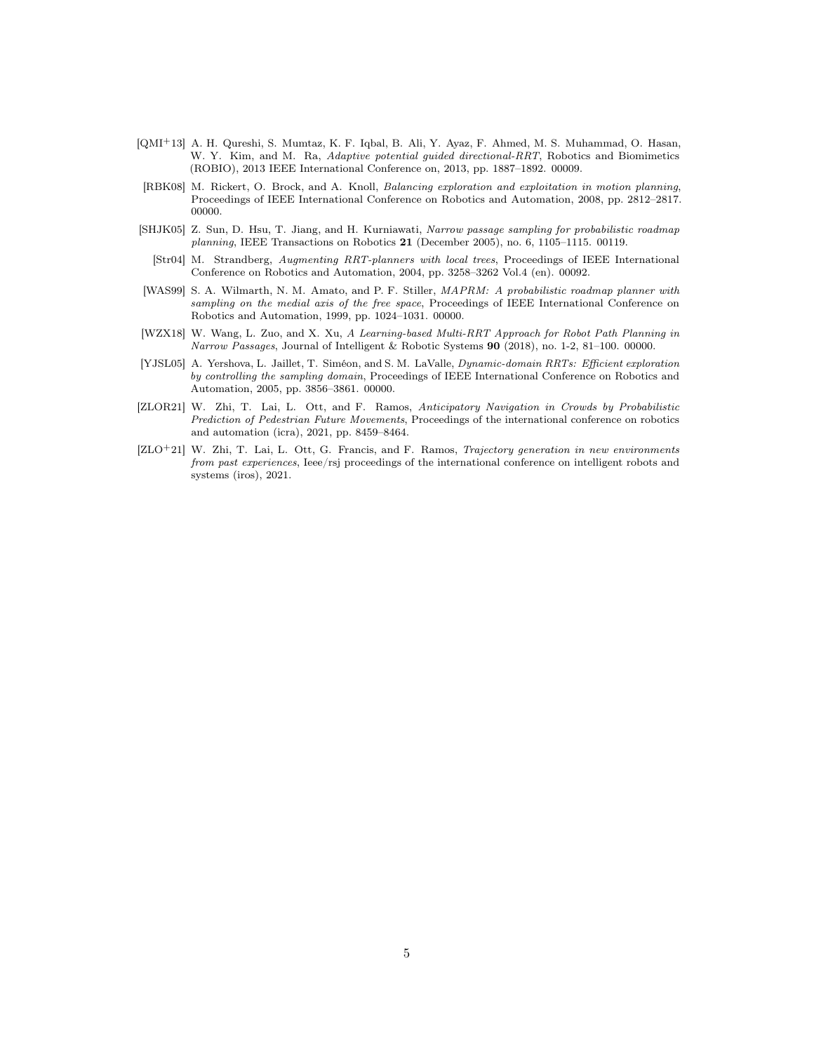[QMI+13] A. H. Qureshi, S. Mumtaz, K. F. Iqbal, B. Ali, Y. Ayaz, F. Ahmed, M. S. Muhammad, O. Hasan, W. Y. Kim, and M. Ra, *Adaptive potential guided directional-RRT*, Robotics and Biomimetics (ROBIO), 2013 IEEE International Conference on, 2013, pp. 1887–1892. 00009.

[RBK08] M. Rickert, O. Brock, and A. Knoll, *Balancing exploration and exploitation in motion planning*, Proceedings of IEEE International Conference on Robotics and Automation, 2008, pp. 2812–2817. 00000.

[SHJK05] Z. Sun, D. Hsu, T. Jiang, and H. Kurniawati, *Narrow passage sampling for probabilistic roadmap planning*, IEEE Transactions on Robotics **21** (December 2005), no. 6, 1105–1115. 00119.

[Str04] M. Strandberg, *Augmenting RRT-planners with local trees*, Proceedings of IEEE International Conference on Robotics and Automation, 2004, pp. 3258–3262 Vol.4 (en). 00092.

[WAS99] S. A. Wilmarth, N. M. Amato, and P. F. Stiller, *MAPRM: A probabilistic roadmap planner with sampling on the medial axis of the free space*, Proceedings of IEEE International Conference on Robotics and Automation, 1999, pp. 1024–1031. 00000.

[WZX18] W. Wang, L. Zuo, and X. Xu, *A Learning-based Multi-RRT Approach for Robot Path Planning in Narrow Passages*, Journal of Intelligent & Robotic Systems **90** (2018), no. 1-2, 81–100. 00000.

[YJSL05] A. Yershova, L. Jaillet, T. Siméon, and S. M. LaValle, *Dynamic-domain RRTs: Efficient exploration by controlling the sampling domain*, Proceedings of IEEE International Conference on Robotics and Automation, 2005, pp. 3856–3861. 00000.

[ZLOR21] W. Zhi, T. Lai, L. Ott, and F. Ramos, *Anticipatory Navigation in Crowds by Probabilistic Prediction of Pedestrian Future Movements*, Proceedings of the international conference on robotics and automation (icra), 2021, pp. 8459–8464.

[ZLO+21] W. Zhi, T. Lai, L. Ott, G. Francis, and F. Ramos, *Trajectory generation in new environments from past experiences*, Ieee/rsj proceedings of the international conference on intelligent robots and systems (iros), 2021.